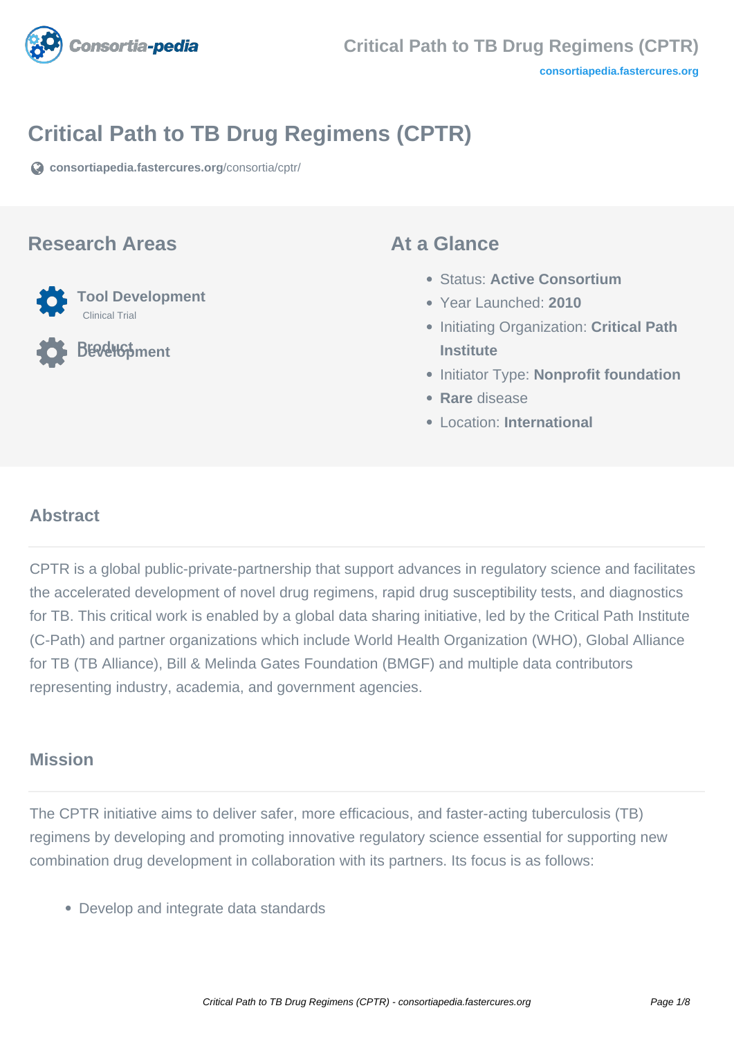# Critical Path to TB Drug Regimens (CPTR)

**consortiapedia.fastercures.org**/consortia/cptr/

## Research Areas

**Tool Development**
Clinical Trial

**Product Development**

## At a Glance

- Status: **Active Consortium**
- Year Launched: **2010**
- Initiating Organization: **Critical Path Institute**
- Initiator Type: **Nonprofit foundation**
- **Rare** disease
- Location: **International**

## Abstract

CPTR is a global public-private-partnership that support advances in regulatory science and facilitates the accelerated development of novel drug regimens, rapid drug susceptibility tests, and diagnostics for TB. This critical work is enabled by a global data sharing initiative, led by the Critical Path Institute (C-Path) and partner organizations which include World Health Organization (WHO), Global Alliance for TB (TB Alliance), Bill & Melinda Gates Foundation (BMGF) and multiple data contributors representing industry, academia, and government agencies.

## Mission

The CPTR initiative aims to deliver safer, more efficacious, and faster-acting tuberculosis (TB) regimens by developing and promoting innovative regulatory science essential for supporting new combination drug development in collaboration with its partners. Its focus is as follows:

- Develop and integrate data standards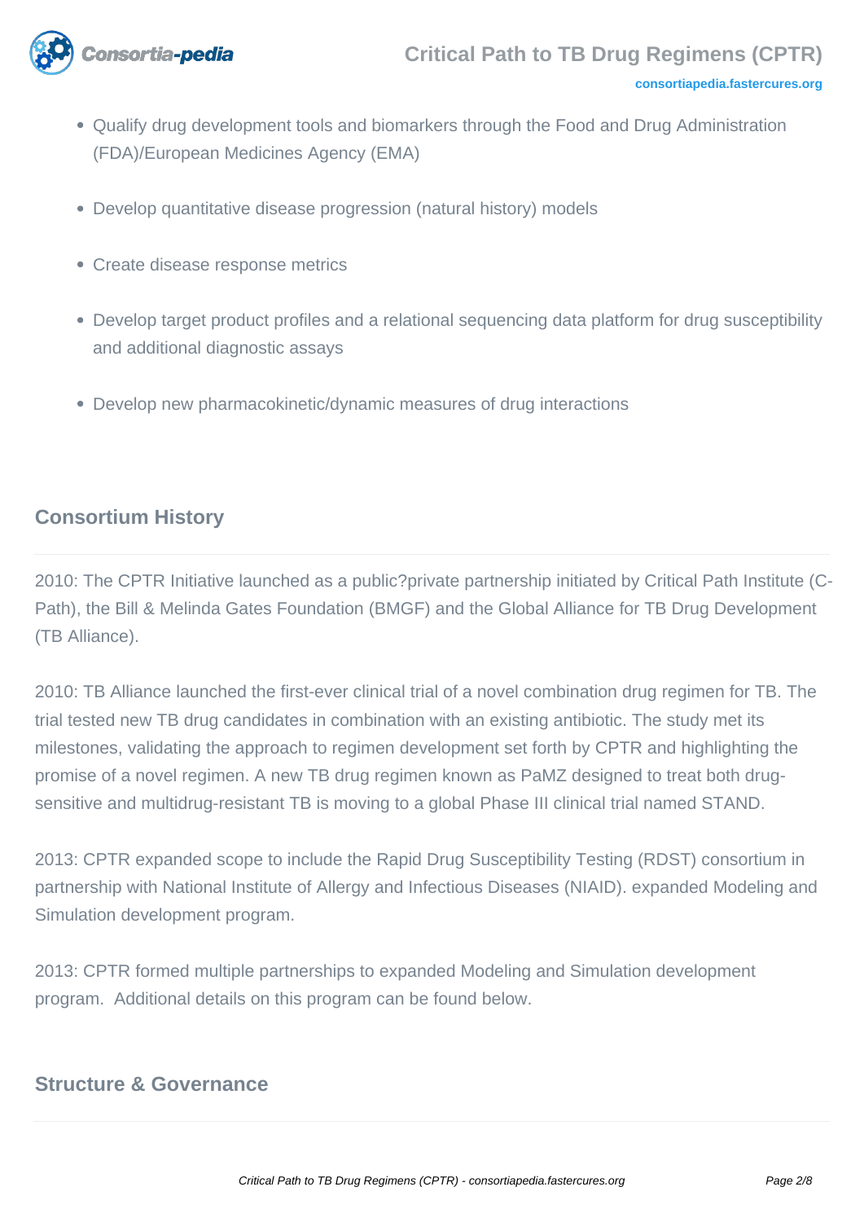- Qualify drug development tools and biomarkers through the Food and Drug Administration (FDA)/European Medicines Agency (EMA)
- Develop quantitative disease progression (natural history) models
- Create disease response metrics
- Develop target product profiles and a relational sequencing data platform for drug susceptibility and additional diagnostic assays
- Develop new pharmacokinetic/dynamic measures of drug interactions

## Consortium History

2010: The CPTR Initiative launched as a public?private partnership initiated by Critical Path Institute (C-Path), the Bill & Melinda Gates Foundation (BMGF) and the Global Alliance for TB Drug Development (TB Alliance).

2010: TB Alliance launched the first-ever clinical trial of a novel combination drug regimen for TB. The trial tested new TB drug candidates in combination with an existing antibiotic. The study met its milestones, validating the approach to regimen development set forth by CPTR and highlighting the promise of a novel regimen. A new TB drug regimen known as PaMZ designed to treat both drug-sensitive and multidrug-resistant TB is moving to a global Phase III clinical trial named STAND.

2013: CPTR expanded scope to include the Rapid Drug Susceptibility Testing (RDST) consortium in partnership with National Institute of Allergy and Infectious Diseases (NIAID). expanded Modeling and Simulation development program.

2013: CPTR formed multiple partnerships to expanded Modeling and Simulation development program. Additional details on this program can be found below.

## Structure & Governance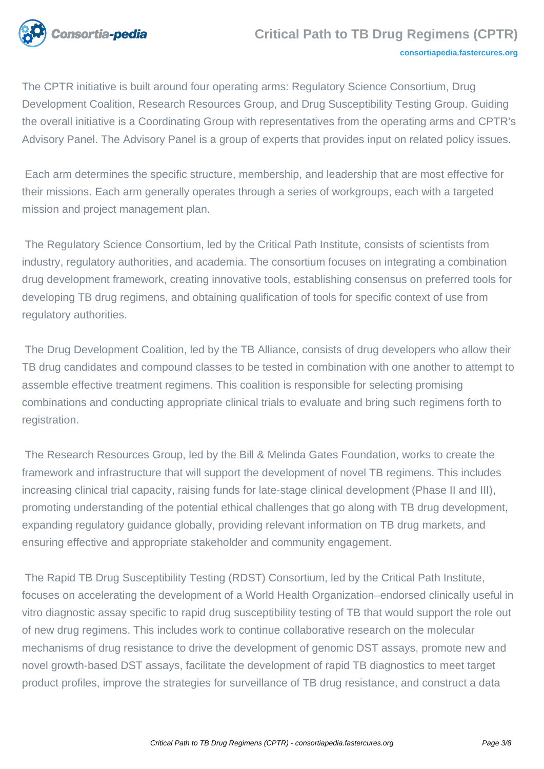The CPTR initiative is built around four operating arms: Regulatory Science Consortium, Drug Development Coalition, Research Resources Group, and Drug Susceptibility Testing Group. Guiding the overall initiative is a Coordinating Group with representatives from the operating arms and CPTR's Advisory Panel. The Advisory Panel is a group of experts that provides input on related policy issues.

Each arm determines the specific structure, membership, and leadership that are most effective for their missions. Each arm generally operates through a series of workgroups, each with a targeted mission and project management plan.

The Regulatory Science Consortium, led by the Critical Path Institute, consists of scientists from industry, regulatory authorities, and academia. The consortium focuses on integrating a combination drug development framework, creating innovative tools, establishing consensus on preferred tools for developing TB drug regimens, and obtaining qualification of tools for specific context of use from regulatory authorities.

The Drug Development Coalition, led by the TB Alliance, consists of drug developers who allow their TB drug candidates and compound classes to be tested in combination with one another to attempt to assemble effective treatment regimens. This coalition is responsible for selecting promising combinations and conducting appropriate clinical trials to evaluate and bring such regimens forth to registration.

The Research Resources Group, led by the Bill & Melinda Gates Foundation, works to create the framework and infrastructure that will support the development of novel TB regimens. This includes increasing clinical trial capacity, raising funds for late-stage clinical development (Phase II and III), promoting understanding of the potential ethical challenges that go along with TB drug development, expanding regulatory guidance globally, providing relevant information on TB drug markets, and ensuring effective and appropriate stakeholder and community engagement.

The Rapid TB Drug Susceptibility Testing (RDST) Consortium, led by the Critical Path Institute, focuses on accelerating the development of a World Health Organization–endorsed clinically useful in vitro diagnostic assay specific to rapid drug susceptibility testing of TB that would support the role out of new drug regimens. This includes work to continue collaborative research on the molecular mechanisms of drug resistance to drive the development of genomic DST assays, promote new and novel growth-based DST assays, facilitate the development of rapid TB diagnostics to meet target product profiles, improve the strategies for surveillance of TB drug resistance, and construct a data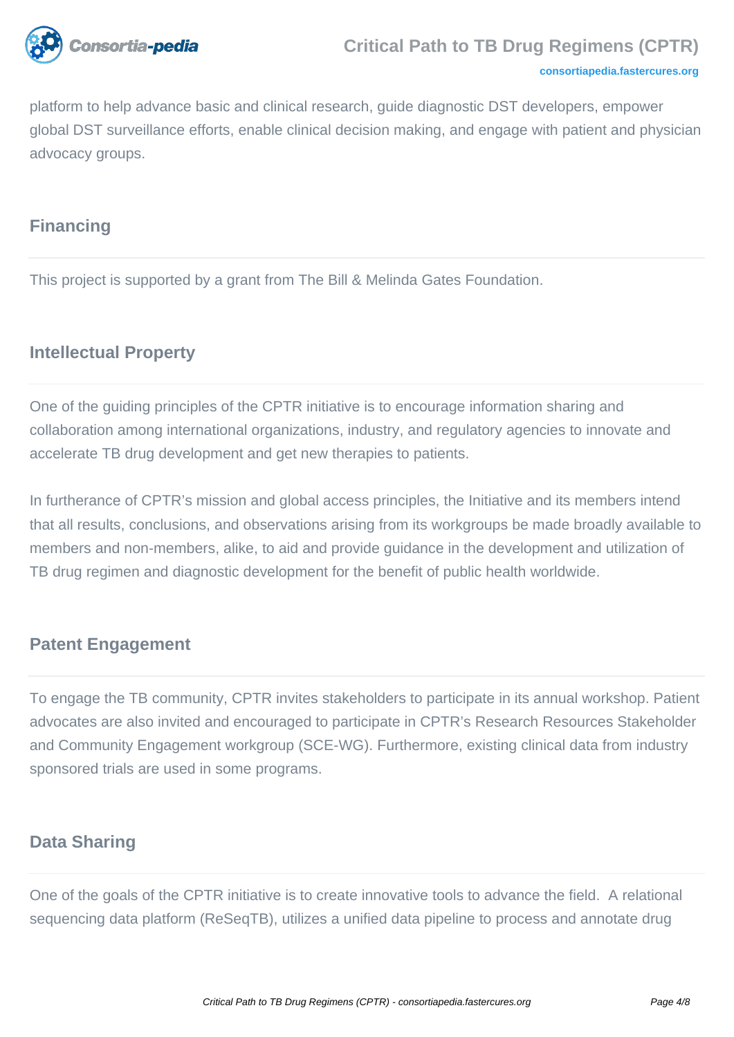platform to help advance basic and clinical research, guide diagnostic DST developers, empower global DST surveillance efforts, enable clinical decision making, and engage with patient and physician advocacy groups.

## Financing

This project is supported by a grant from The Bill & Melinda Gates Foundation.

## Intellectual Property

One of the guiding principles of the CPTR initiative is to encourage information sharing and collaboration among international organizations, industry, and regulatory agencies to innovate and accelerate TB drug development and get new therapies to patients.

In furtherance of CPTR's mission and global access principles, the Initiative and its members intend that all results, conclusions, and observations arising from its workgroups be made broadly available to members and non-members, alike, to aid and provide guidance in the development and utilization of TB drug regimen and diagnostic development for the benefit of public health worldwide.

## Patent Engagement

To engage the TB community, CPTR invites stakeholders to participate in its annual workshop. Patient advocates are also invited and encouraged to participate in CPTR's Research Resources Stakeholder and Community Engagement workgroup (SCE-WG). Furthermore, existing clinical data from industry sponsored trials are used in some programs.

## Data Sharing

One of the goals of the CPTR initiative is to create innovative tools to advance the field. A relational sequencing data platform (ReSeqTB), utilizes a unified data pipeline to process and annotate drug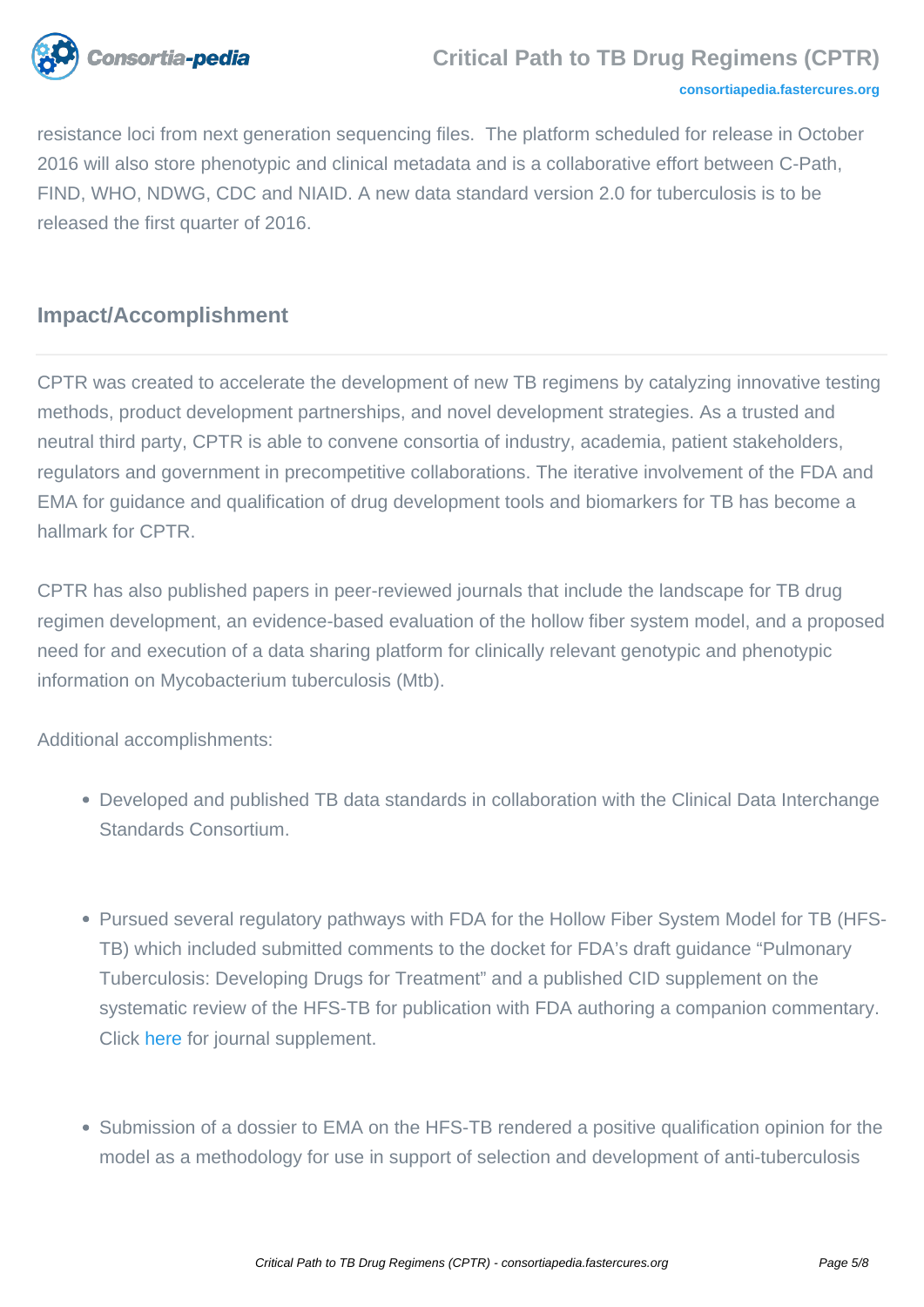resistance loci from next generation sequencing files. The platform scheduled for release in October 2016 will also store phenotypic and clinical metadata and is a collaborative effort between C-Path, FIND, WHO, NDWG, CDC and NIAID. A new data standard version 2.0 for tuberculosis is to be released the first quarter of 2016.

## Impact/Accomplishment

CPTR was created to accelerate the development of new TB regimens by catalyzing innovative testing methods, product development partnerships, and novel development strategies. As a trusted and neutral third party, CPTR is able to convene consortia of industry, academia, patient stakeholders, regulators and government in precompetitive collaborations. The iterative involvement of the FDA and EMA for guidance and qualification of drug development tools and biomarkers for TB has become a hallmark for CPTR.

CPTR has also published papers in peer-reviewed journals that include the landscape for TB drug regimen development, an evidence-based evaluation of the hollow fiber system model, and a proposed need for and execution of a data sharing platform for clinically relevant genotypic and phenotypic information on Mycobacterium tuberculosis (Mtb).

Additional accomplishments:

- Developed and published TB data standards in collaboration with the Clinical Data Interchange Standards Consortium.
- Pursued several regulatory pathways with FDA for the Hollow Fiber System Model for TB (HFS-TB) which included submitted comments to the docket for FDA's draft guidance "Pulmonary Tuberculosis: Developing Drugs for Treatment" and a published CID supplement on the systematic review of the HFS-TB for publication with FDA authoring a companion commentary. Click here for journal supplement.
- Submission of a dossier to EMA on the HFS-TB rendered a positive qualification opinion for the model as a methodology for use in support of selection and development of anti-tuberculosis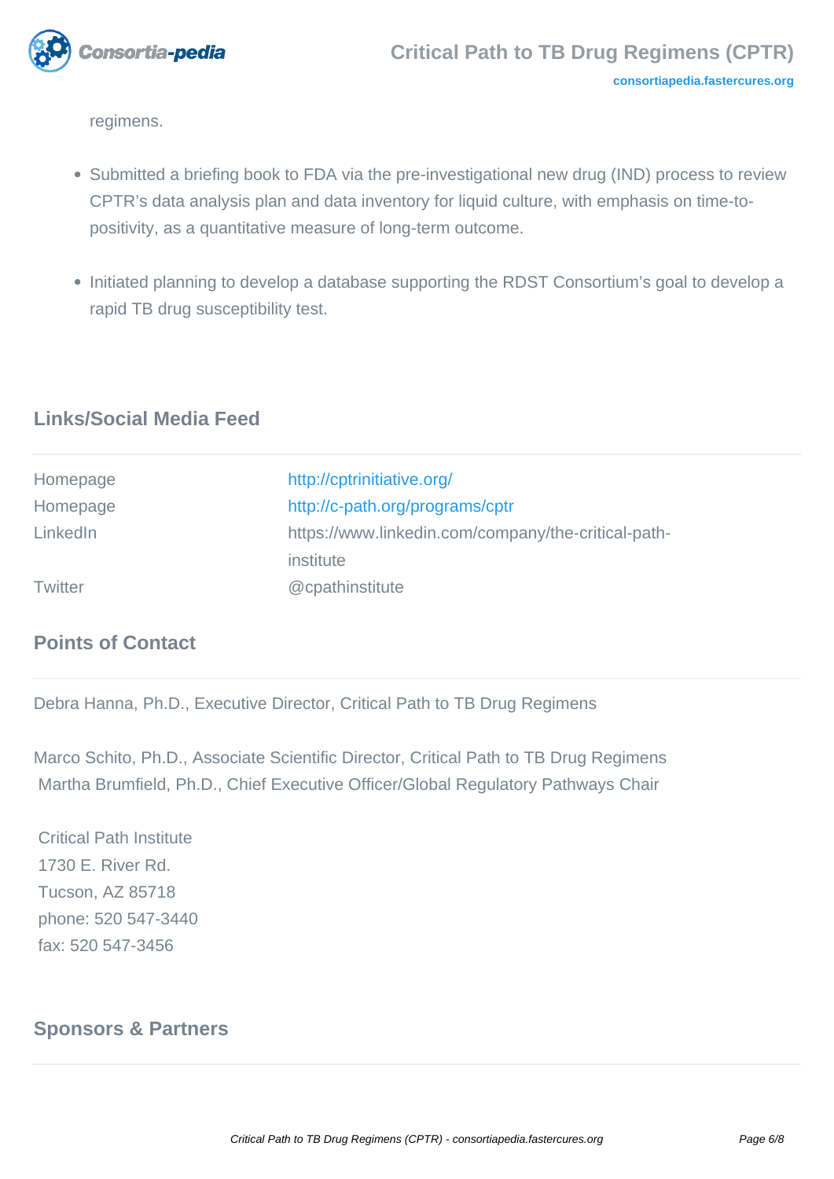regimens.

- Submitted a briefing book to FDA via the pre-investigational new drug (IND) process to review CPTR's data analysis plan and data inventory for liquid culture, with emphasis on time-to-positivity, as a quantitative measure of long-term outcome.
- Initiated planning to develop a database supporting the RDST Consortium's goal to develop a rapid TB drug susceptibility test.

## Links/Social Media Feed

| | |
|---|---|
| Homepage | http://cptrinitiative.org/ |
| Homepage | http://c-path.org/programs/cptr |
| LinkedIn | https://www.linkedin.com/company/the-critical-path-institute |
| Twitter | @cpathinstitute |

## Points of Contact

Debra Hanna, Ph.D., Executive Director, Critical Path to TB Drug Regimens

Marco Schito, Ph.D., Associate Scientific Director, Critical Path to TB Drug Regimens
Martha Brumfield, Ph.D., Chief Executive Officer/Global Regulatory Pathways Chair

Critical Path Institute
1730 E. River Rd.
Tucson, AZ 85718
phone: 520 547-3440
fax: 520 547-3456

## Sponsors & Partners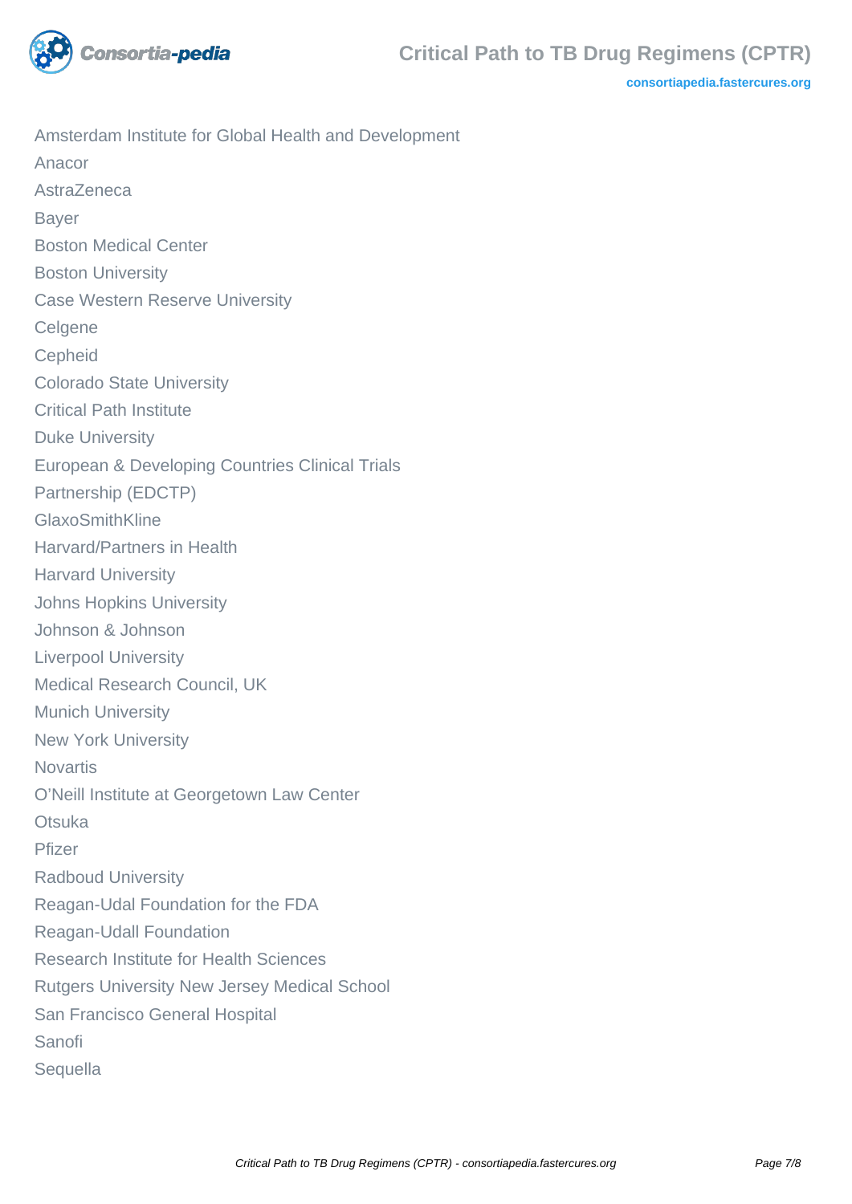Amsterdam Institute for Global Health and Development

Anacor

AstraZeneca

Bayer

Boston Medical Center

Boston University

Case Western Reserve University

Celgene

Cepheid

Colorado State University

Critical Path Institute

Duke University

European & Developing Countries Clinical Trials Partnership (EDCTP)

GlaxoSmithKline

Harvard/Partners in Health

Harvard University

Johns Hopkins University

Johnson & Johnson

Liverpool University

Medical Research Council, UK

Munich University

New York University

Novartis

O'Neill Institute at Georgetown Law Center

Otsuka

Pfizer

Radboud University

Reagan-Udal Foundation for the FDA

Reagan-Udall Foundation

Research Institute for Health Sciences

Rutgers University New Jersey Medical School

San Francisco General Hospital

Sanofi

Sequella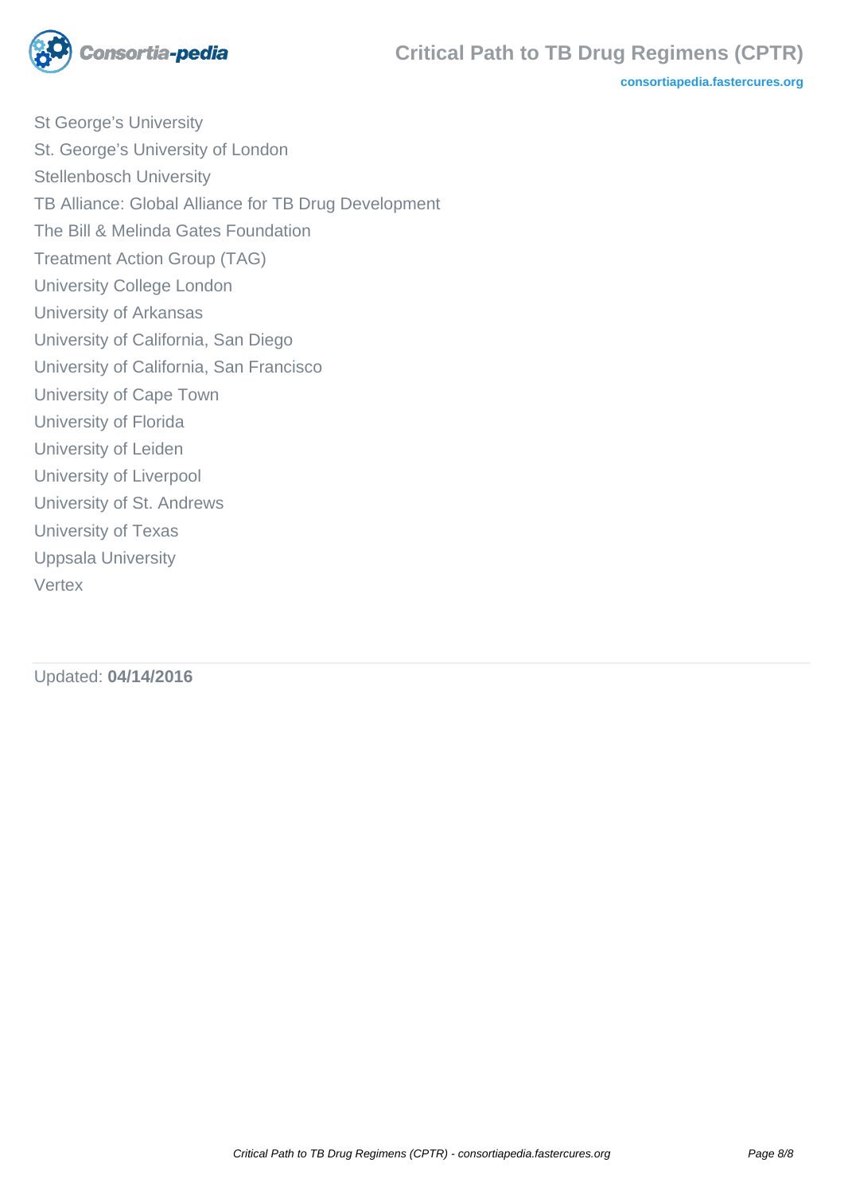St George's University
St. George's University of London
Stellenbosch University
TB Alliance: Global Alliance for TB Drug Development
The Bill & Melinda Gates Foundation
Treatment Action Group (TAG)
University College London
University of Arkansas
University of California, San Diego
University of California, San Francisco
University of Cape Town
University of Florida
University of Leiden
University of Liverpool
University of St. Andrews
University of Texas
Uppsala University
Vertex

---

Updated: **04/14/2016**